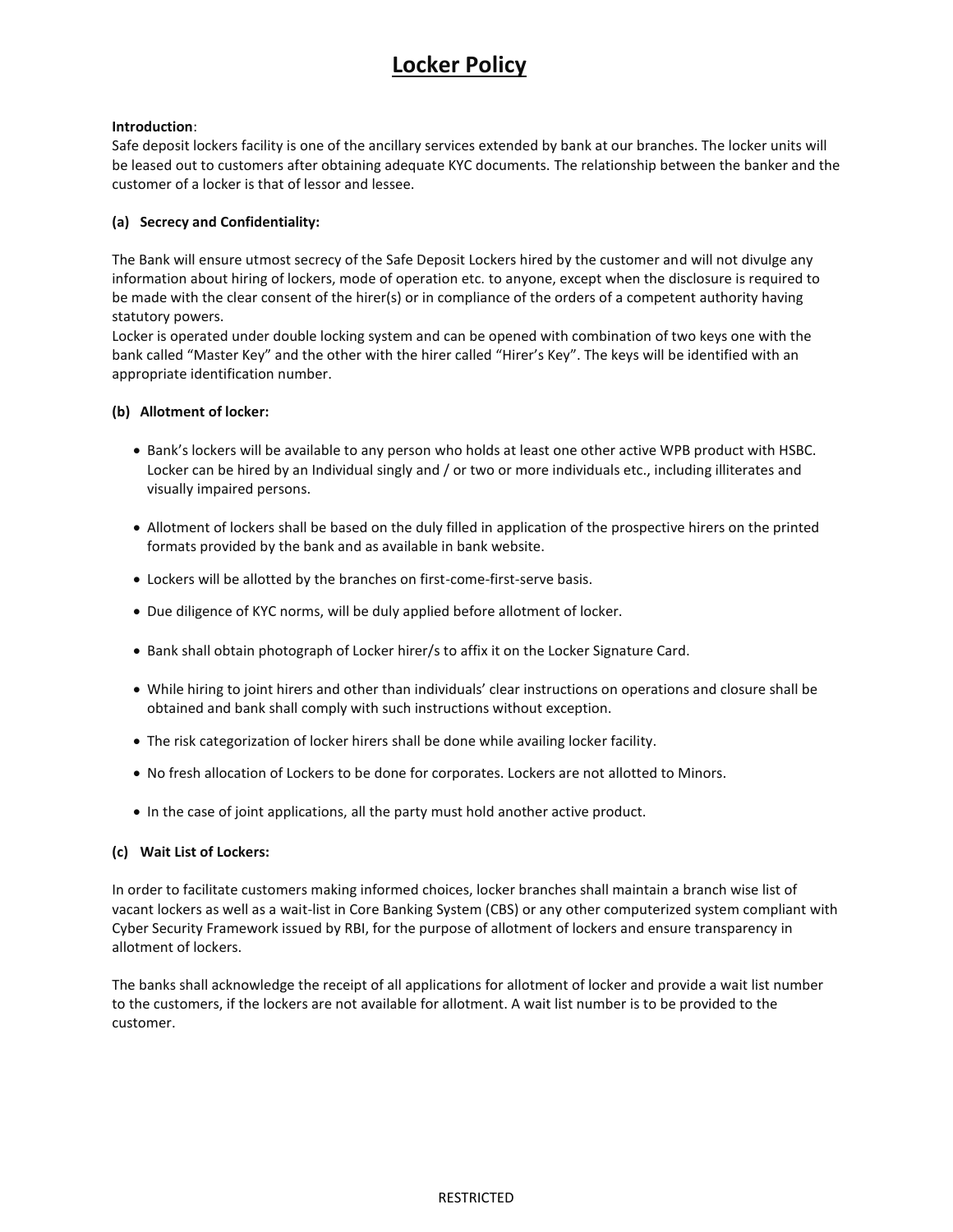# Locker Policy

**Introduction**:
Safe deposit lockers facility is one of the ancillary services extended by bank at our branches. The locker units will be leased out to customers after obtaining adequate KYC documents. The relationship between the banker and the customer of a locker is that of lessor and lessee.

### (a) Secrecy and Confidentiality:

The Bank will ensure utmost secrecy of the Safe Deposit Lockers hired by the customer and will not divulge any information about hiring of lockers, mode of operation etc. to anyone, except when the disclosure is required to be made with the clear consent of the hirer(s) or in compliance of the orders of a competent authority having statutory powers.
Locker is operated under double locking system and can be opened with combination of two keys one with the bank called "Master Key" and the other with the hirer called "Hirer's Key". The keys will be identified with an appropriate identification number.

### (b) Allotment of locker:

- Bank's lockers will be available to any person who holds at least one other active WPB product with HSBC. Locker can be hired by an Individual singly and / or two or more individuals etc., including illiterates and visually impaired persons.
- Allotment of lockers shall be based on the duly filled in application of the prospective hirers on the printed formats provided by the bank and as available in bank website.
- Lockers will be allotted by the branches on first-come-first-serve basis.
- Due diligence of KYC norms, will be duly applied before allotment of locker.
- Bank shall obtain photograph of Locker hirer/s to affix it on the Locker Signature Card.
- While hiring to joint hirers and other than individuals' clear instructions on operations and closure shall be obtained and bank shall comply with such instructions without exception.
- The risk categorization of locker hirers shall be done while availing locker facility.
- No fresh allocation of Lockers to be done for corporates. Lockers are not allotted to Minors.
- In the case of joint applications, all the party must hold another active product.

### (c) Wait List of Lockers:

In order to facilitate customers making informed choices, locker branches shall maintain a branch wise list of vacant lockers as well as a wait-list in Core Banking System (CBS) or any other computerized system compliant with Cyber Security Framework issued by RBI, for the purpose of allotment of lockers and ensure transparency in allotment of lockers.

The banks shall acknowledge the receipt of all applications for allotment of locker and provide a wait list number to the customers, if the lockers are not available for allotment. A wait list number is to be provided to the customer.

RESTRICTED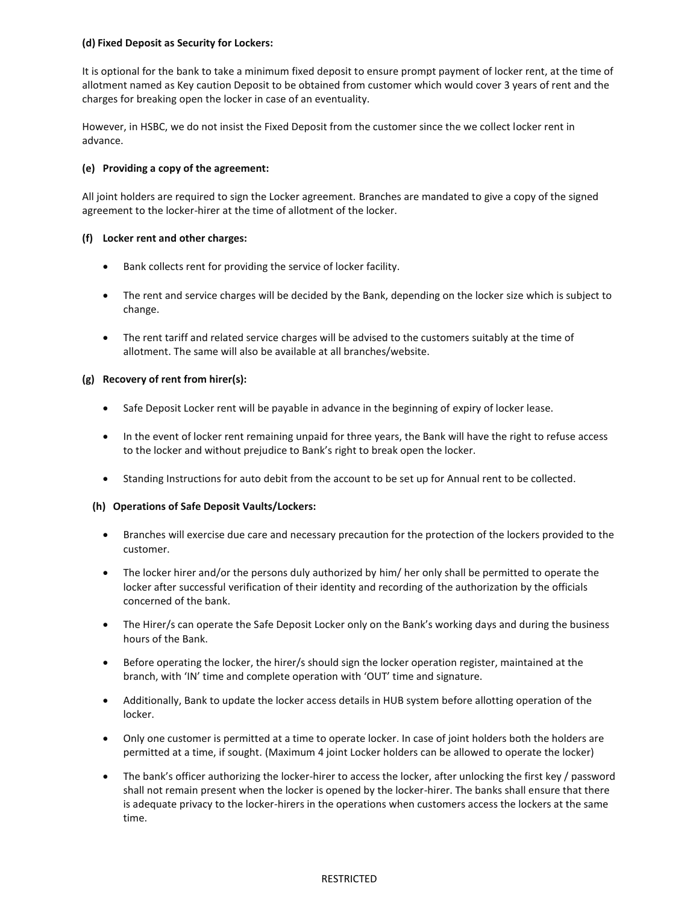**(d) Fixed Deposit as Security for Lockers:**

It is optional for the bank to take a minimum fixed deposit to ensure prompt payment of locker rent, at the time of allotment named as Key caution Deposit to be obtained from customer which would cover 3 years of rent and the charges for breaking open the locker in case of an eventuality.

However, in HSBC, we do not insist the Fixed Deposit from the customer since the we collect locker rent in advance.

**(e) Providing a copy of the agreement:**

All joint holders are required to sign the Locker agreement. Branches are mandated to give a copy of the signed agreement to the locker-hirer at the time of allotment of the locker.

**(f) Locker rent and other charges:**

- Bank collects rent for providing the service of locker facility.
- The rent and service charges will be decided by the Bank, depending on the locker size which is subject to change.
- The rent tariff and related service charges will be advised to the customers suitably at the time of allotment. The same will also be available at all branches/website.

**(g) Recovery of rent from hirer(s):**

- Safe Deposit Locker rent will be payable in advance in the beginning of expiry of locker lease.
- In the event of locker rent remaining unpaid for three years, the Bank will have the right to refuse access to the locker and without prejudice to Bank's right to break open the locker.
- Standing Instructions for auto debit from the account to be set up for Annual rent to be collected.

**(h) Operations of Safe Deposit Vaults/Lockers:**

- Branches will exercise due care and necessary precaution for the protection of the lockers provided to the customer.
- The locker hirer and/or the persons duly authorized by him/ her only shall be permitted to operate the locker after successful verification of their identity and recording of the authorization by the officials concerned of the bank.
- The Hirer/s can operate the Safe Deposit Locker only on the Bank's working days and during the business hours of the Bank.
- Before operating the locker, the hirer/s should sign the locker operation register, maintained at the branch, with 'IN' time and complete operation with 'OUT' time and signature.
- Additionally, Bank to update the locker access details in HUB system before allotting operation of the locker.
- Only one customer is permitted at a time to operate locker. In case of joint holders both the holders are permitted at a time, if sought. (Maximum 4 joint Locker holders can be allowed to operate the locker)
- The bank's officer authorizing the locker-hirer to access the locker, after unlocking the first key / password shall not remain present when the locker is opened by the locker-hirer. The banks shall ensure that there is adequate privacy to the locker-hirers in the operations when customers access the lockers at the same time.

RESTRICTED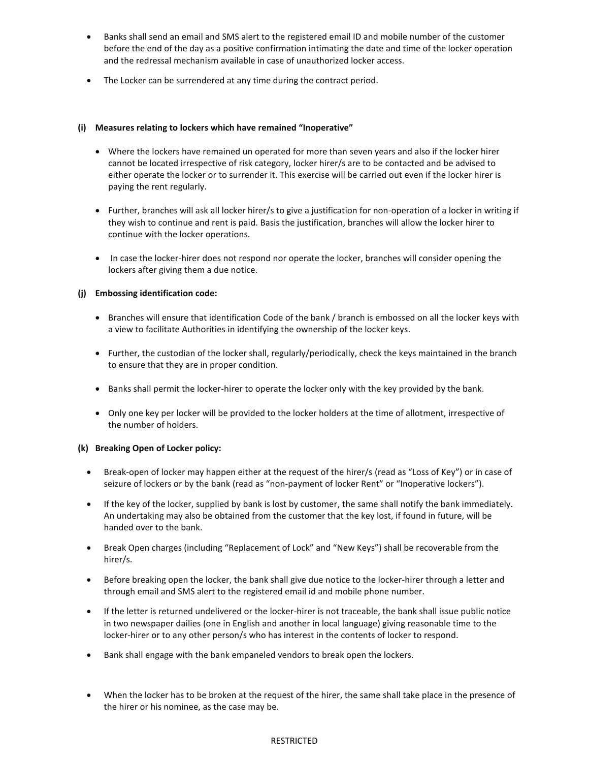- Banks shall send an email and SMS alert to the registered email ID and mobile number of the customer before the end of the day as a positive confirmation intimating the date and time of the locker operation and the redressal mechanism available in case of unauthorized locker access.
- The Locker can be surrendered at any time during the contract period.

**(i) Measures relating to lockers which have remained "Inoperative"**

- Where the lockers have remained un operated for more than seven years and also if the locker hirer cannot be located irrespective of risk category, locker hirer/s are to be contacted and be advised to either operate the locker or to surrender it. This exercise will be carried out even if the locker hirer is paying the rent regularly.
- Further, branches will ask all locker hirer/s to give a justification for non-operation of a locker in writing if they wish to continue and rent is paid. Basis the justification, branches will allow the locker hirer to continue with the locker operations.
- In case the locker-hirer does not respond nor operate the locker, branches will consider opening the lockers after giving them a due notice.

**(j) Embossing identification code:**

- Branches will ensure that identification Code of the bank / branch is embossed on all the locker keys with a view to facilitate Authorities in identifying the ownership of the locker keys.
- Further, the custodian of the locker shall, regularly/periodically, check the keys maintained in the branch to ensure that they are in proper condition.
- Banks shall permit the locker-hirer to operate the locker only with the key provided by the bank.
- Only one key per locker will be provided to the locker holders at the time of allotment, irrespective of the number of holders.

**(k) Breaking Open of Locker policy:**

- Break-open of locker may happen either at the request of the hirer/s (read as "Loss of Key") or in case of seizure of lockers or by the bank (read as "non-payment of locker Rent" or "Inoperative lockers").
- If the key of the locker, supplied by bank is lost by customer, the same shall notify the bank immediately. An undertaking may also be obtained from the customer that the key lost, if found in future, will be handed over to the bank.
- Break Open charges (including "Replacement of Lock" and "New Keys") shall be recoverable from the hirer/s.
- Before breaking open the locker, the bank shall give due notice to the locker-hirer through a letter and through email and SMS alert to the registered email id and mobile phone number.
- If the letter is returned undelivered or the locker-hirer is not traceable, the bank shall issue public notice in two newspaper dailies (one in English and another in local language) giving reasonable time to the locker-hirer or to any other person/s who has interest in the contents of locker to respond.
- Bank shall engage with the bank empaneled vendors to break open the lockers.
- When the locker has to be broken at the request of the hirer, the same shall take place in the presence of the hirer or his nominee, as the case may be.

RESTRICTED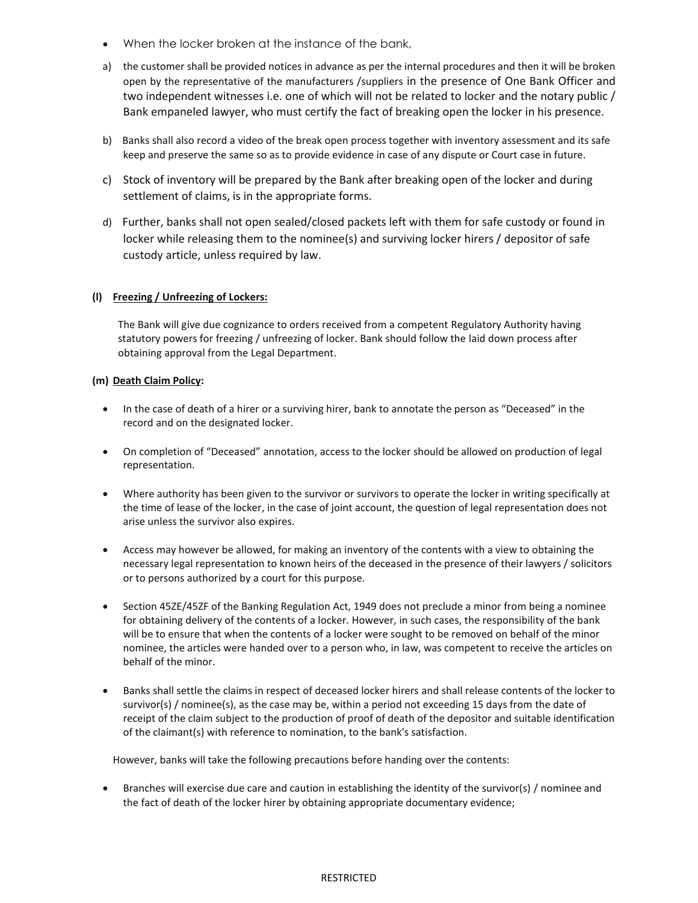- When the locker broken at the instance of the bank,

a) the customer shall be provided notices in advance as per the internal procedures and then it will be broken open by the representative of the manufacturers /suppliers in the presence of One Bank Officer and two independent witnesses i.e. one of which will not be related to locker and the notary public / Bank empaneled lawyer, who must certify the fact of breaking open the locker in his presence.

b) Banks shall also record a video of the break open process together with inventory assessment and its safe keep and preserve the same so as to provide evidence in case of any dispute or Court case in future.

c) Stock of inventory will be prepared by the Bank after breaking open of the locker and during settlement of claims, is in the appropriate forms.

d) Further, banks shall not open sealed/closed packets left with them for safe custody or found in locker while releasing them to the nominee(s) and surviving locker hirers / depositor of safe custody article, unless required by law.

**(l) <u>Freezing / Unfreezing of Lockers:</u>**

The Bank will give due cognizance to orders received from a competent Regulatory Authority having statutory powers for freezing / unfreezing of locker. Bank should follow the laid down process after obtaining approval from the Legal Department.

**(m) <u>Death Claim Policy</u>:**

- In the case of death of a hirer or a surviving hirer, bank to annotate the person as "Deceased" in the record and on the designated locker.
- On completion of "Deceased" annotation, access to the locker should be allowed on production of legal representation.
- Where authority has been given to the survivor or survivors to operate the locker in writing specifically at the time of lease of the locker, in the case of joint account, the question of legal representation does not arise unless the survivor also expires.
- Access may however be allowed, for making an inventory of the contents with a view to obtaining the necessary legal representation to known heirs of the deceased in the presence of their lawyers / solicitors or to persons authorized by a court for this purpose.
- Section 45ZE/45ZF of the Banking Regulation Act, 1949 does not preclude a minor from being a nominee for obtaining delivery of the contents of a locker. However, in such cases, the responsibility of the bank will be to ensure that when the contents of a locker were sought to be removed on behalf of the minor nominee, the articles were handed over to a person who, in law, was competent to receive the articles on behalf of the minor.
- Banks shall settle the claims in respect of deceased locker hirers and shall release contents of the locker to survivor(s) / nominee(s), as the case may be, within a period not exceeding 15 days from the date of receipt of the claim subject to the production of proof of death of the depositor and suitable identification of the claimant(s) with reference to nomination, to the bank's satisfaction.

However, banks will take the following precautions before handing over the contents:

- Branches will exercise due care and caution in establishing the identity of the survivor(s) / nominee and the fact of death of the locker hirer by obtaining appropriate documentary evidence;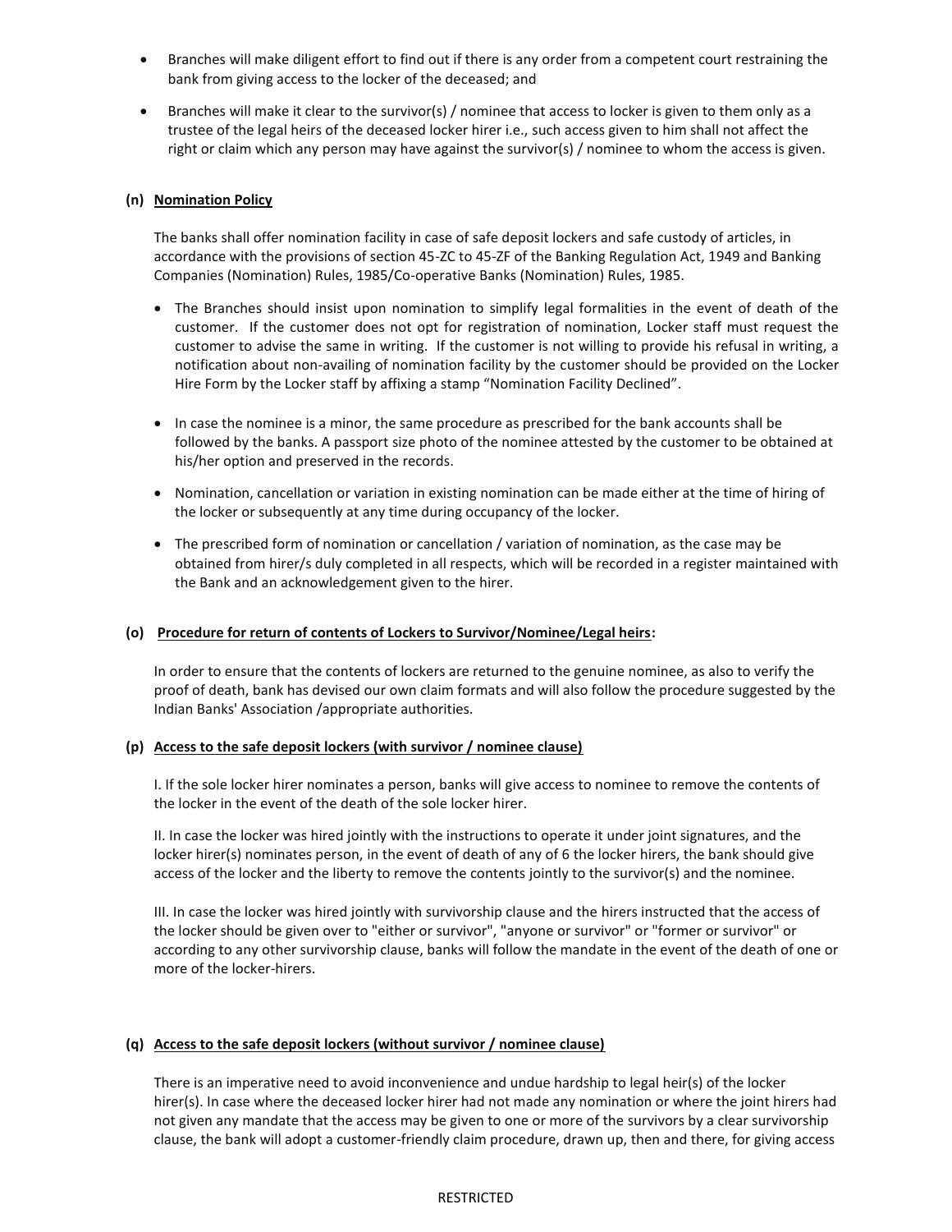- Branches will make diligent effort to find out if there is any order from a competent court restraining the bank from giving access to the locker of the deceased; and
- Branches will make it clear to the survivor(s) / nominee that access to locker is given to them only as a trustee of the legal heirs of the deceased locker hirer i.e., such access given to him shall not affect the right or claim which any person may have against the survivor(s) / nominee to whom the access is given.

**(n) Nomination Policy**

The banks shall offer nomination facility in case of safe deposit lockers and safe custody of articles, in accordance with the provisions of section 45-ZC to 45-ZF of the Banking Regulation Act, 1949 and Banking Companies (Nomination) Rules, 1985/Co-operative Banks (Nomination) Rules, 1985.

- The Branches should insist upon nomination to simplify legal formalities in the event of death of the customer. If the customer does not opt for registration of nomination, Locker staff must request the customer to advise the same in writing. If the customer is not willing to provide his refusal in writing, a notification about non-availing of nomination facility by the customer should be provided on the Locker Hire Form by the Locker staff by affixing a stamp "Nomination Facility Declined".
- In case the nominee is a minor, the same procedure as prescribed for the bank accounts shall be followed by the banks. A passport size photo of the nominee attested by the customer to be obtained at his/her option and preserved in the records.
- Nomination, cancellation or variation in existing nomination can be made either at the time of hiring of the locker or subsequently at any time during occupancy of the locker.
- The prescribed form of nomination or cancellation / variation of nomination, as the case may be obtained from hirer/s duly completed in all respects, which will be recorded in a register maintained with the Bank and an acknowledgement given to the hirer.

**(o) Procedure for return of contents of Lockers to Survivor/Nominee/Legal heirs:**

In order to ensure that the contents of lockers are returned to the genuine nominee, as also to verify the proof of death, bank has devised our own claim formats and will also follow the procedure suggested by the Indian Banks' Association /appropriate authorities.

**(p) Access to the safe deposit lockers (with survivor / nominee clause)**

I. If the sole locker hirer nominates a person, banks will give access to nominee to remove the contents of the locker in the event of the death of the sole locker hirer.

II. In case the locker was hired jointly with the instructions to operate it under joint signatures, and the locker hirer(s) nominates person, in the event of death of any of 6 the locker hirers, the bank should give access of the locker and the liberty to remove the contents jointly to the survivor(s) and the nominee.

III. In case the locker was hired jointly with survivorship clause and the hirers instructed that the access of the locker should be given over to "either or survivor", "anyone or survivor" or "former or survivor" or according to any other survivorship clause, banks will follow the mandate in the event of the death of one or more of the locker-hirers.

**(q) Access to the safe deposit lockers (without survivor / nominee clause)**

There is an imperative need to avoid inconvenience and undue hardship to legal heir(s) of the locker hirer(s). In case where the deceased locker hirer had not made any nomination or where the joint hirers had not given any mandate that the access may be given to one or more of the survivors by a clear survivorship clause, the bank will adopt a customer-friendly claim procedure, drawn up, then and there, for giving access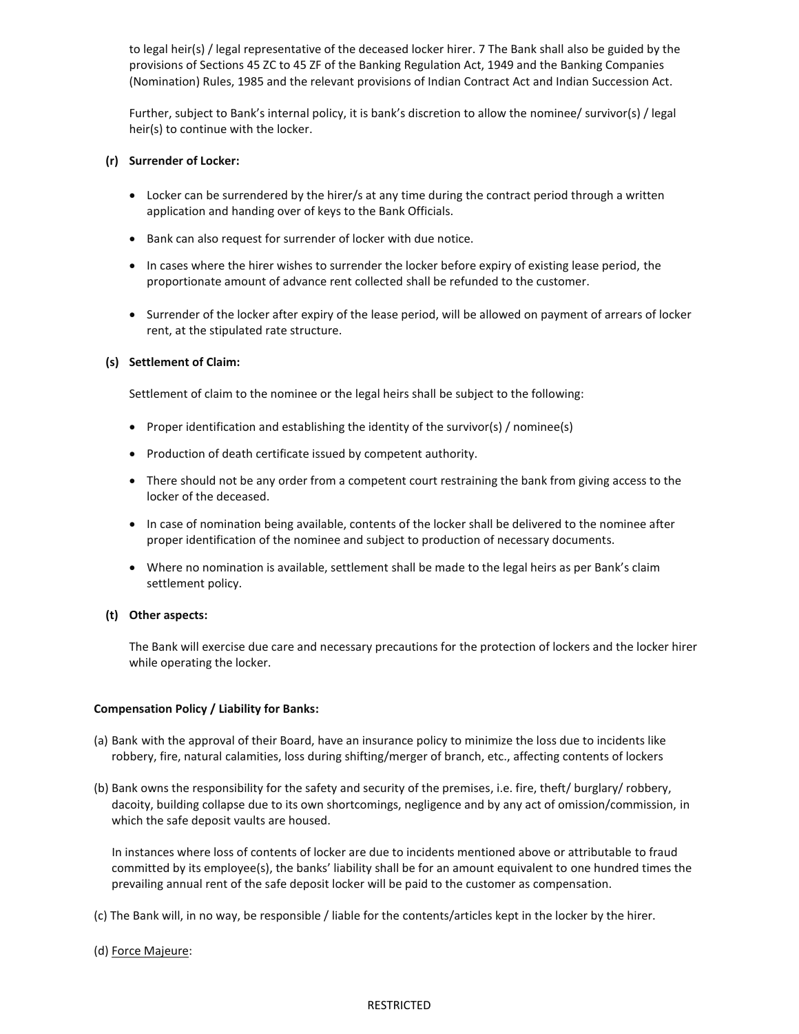to legal heir(s) / legal representative of the deceased locker hirer. 7 The Bank shall also be guided by the provisions of Sections 45 ZC to 45 ZF of the Banking Regulation Act, 1949 and the Banking Companies (Nomination) Rules, 1985 and the relevant provisions of Indian Contract Act and Indian Succession Act.

Further, subject to Bank's internal policy, it is bank's discretion to allow the nominee/ survivor(s) / legal heir(s) to continue with the locker.

**(r) Surrender of Locker:**

- Locker can be surrendered by the hirer/s at any time during the contract period through a written application and handing over of keys to the Bank Officials.
- Bank can also request for surrender of locker with due notice.
- In cases where the hirer wishes to surrender the locker before expiry of existing lease period, the proportionate amount of advance rent collected shall be refunded to the customer.
- Surrender of the locker after expiry of the lease period, will be allowed on payment of arrears of locker rent, at the stipulated rate structure.

**(s) Settlement of Claim:**

Settlement of claim to the nominee or the legal heirs shall be subject to the following:

- Proper identification and establishing the identity of the survivor(s) / nominee(s)
- Production of death certificate issued by competent authority.
- There should not be any order from a competent court restraining the bank from giving access to the locker of the deceased.
- In case of nomination being available, contents of the locker shall be delivered to the nominee after proper identification of the nominee and subject to production of necessary documents.
- Where no nomination is available, settlement shall be made to the legal heirs as per Bank's claim settlement policy.

**(t) Other aspects:**

The Bank will exercise due care and necessary precautions for the protection of lockers and the locker hirer while operating the locker.

**Compensation Policy / Liability for Banks:**

(a) Bank with the approval of their Board, have an insurance policy to minimize the loss due to incidents like robbery, fire, natural calamities, loss during shifting/merger of branch, etc., affecting contents of lockers

(b) Bank owns the responsibility for the safety and security of the premises, i.e. fire, theft/ burglary/ robbery, dacoity, building collapse due to its own shortcomings, negligence and by any act of omission/commission, in which the safe deposit vaults are housed.

In instances where loss of contents of locker are due to incidents mentioned above or attributable to fraud committed by its employee(s), the banks' liability shall be for an amount equivalent to one hundred times the prevailing annual rent of the safe deposit locker will be paid to the customer as compensation.

(c) The Bank will, in no way, be responsible / liable for the contents/articles kept in the locker by the hirer.

(d) Force Majeure: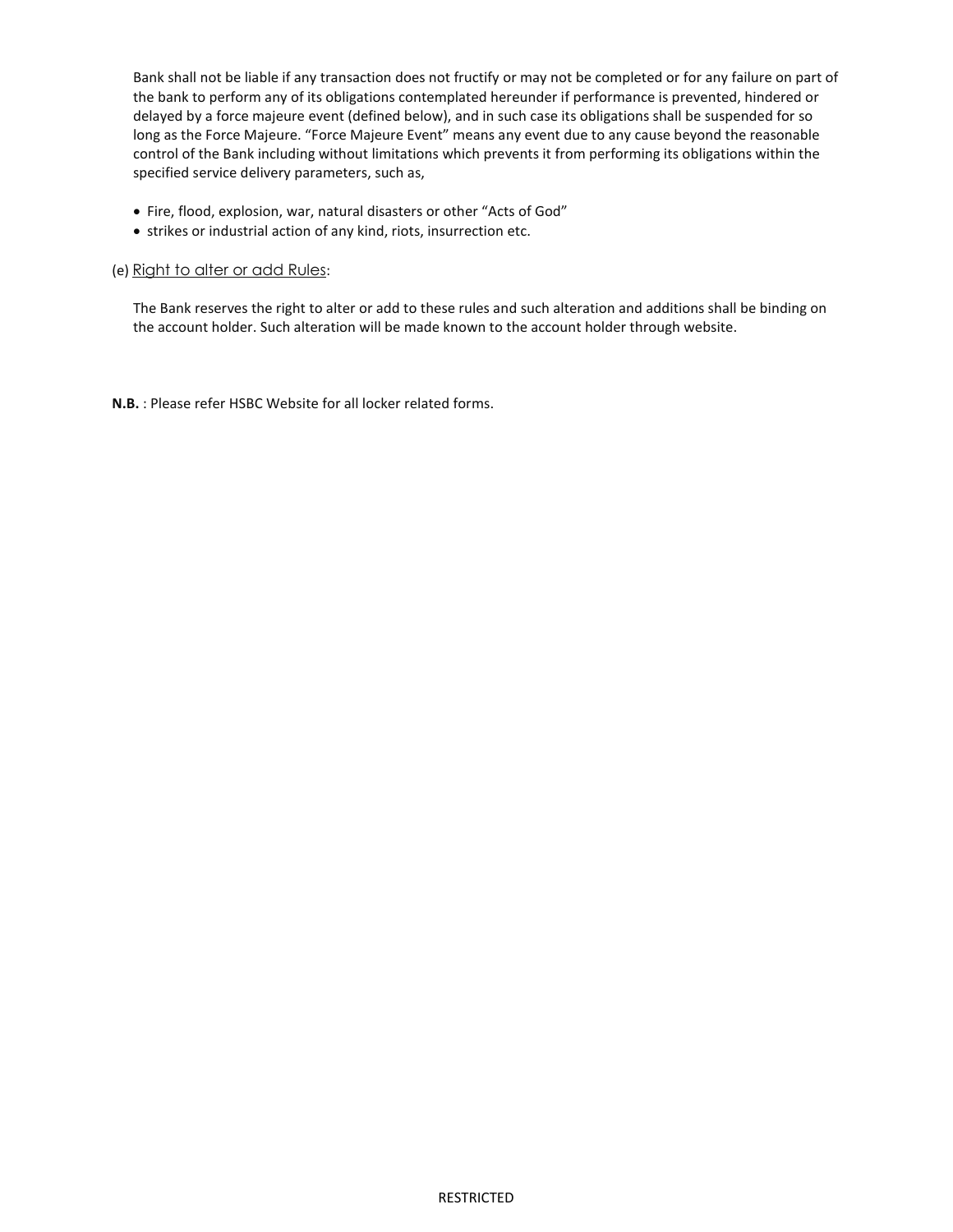Bank shall not be liable if any transaction does not fructify or may not be completed or for any failure on part of the bank to perform any of its obligations contemplated hereunder if performance is prevented, hindered or delayed by a force majeure event (defined below), and in such case its obligations shall be suspended for so long as the Force Majeure. "Force Majeure Event" means any event due to any cause beyond the reasonable control of the Bank including without limitations which prevents it from performing its obligations within the specified service delivery parameters, such as,

- Fire, flood, explosion, war, natural disasters or other "Acts of God"
- strikes or industrial action of any kind, riots, insurrection etc.

(e) Right to alter or add Rules:

The Bank reserves the right to alter or add to these rules and such alteration and additions shall be binding on the account holder. Such alteration will be made known to the account holder through website.

**N.B.** : Please refer HSBC Website for all locker related forms.

RESTRICTED